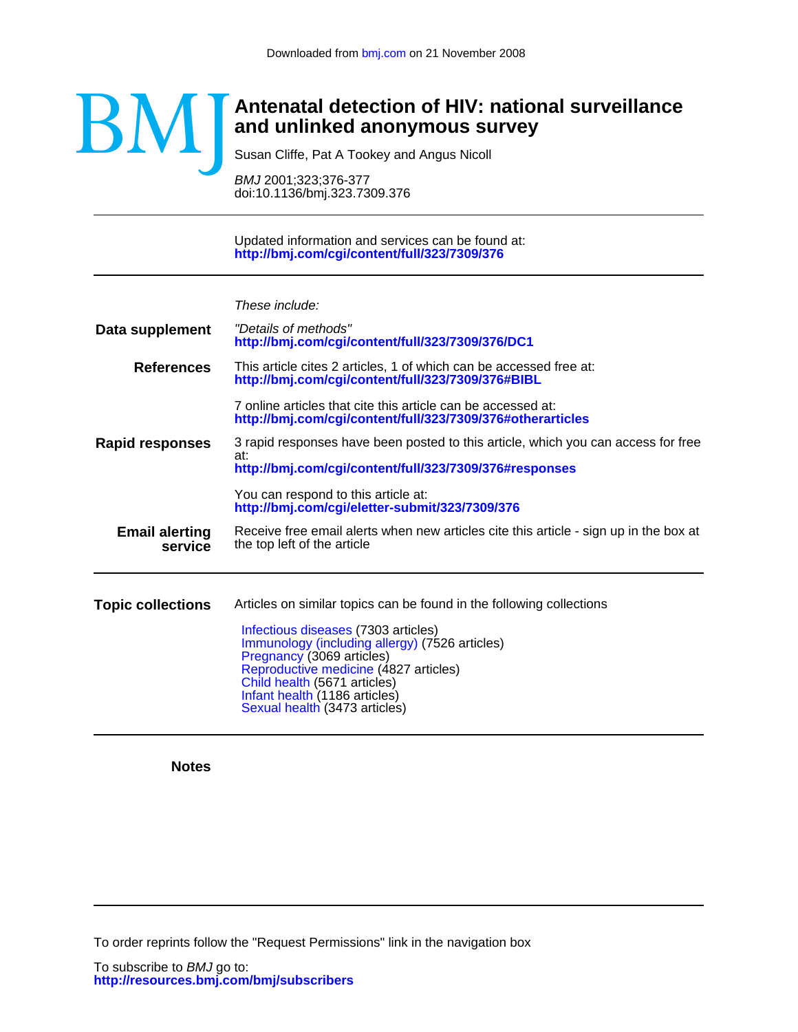Downloaded from bmj.com on 21 November 2008

# Antenatal detection of HIV: national surveillance and unlinked anonymous survey

Susan Cliffe, Pat A Tookey and Angus Nicoll

*BMJ* 2001;323;376-377
doi:10.1136/bmj.323.7309.376

Updated information and services can be found at:
**http://bmj.com/cgi/content/full/323/7309/376**

*These include:*

**Data supplement**
*"Details of methods"*
**http://bmj.com/cgi/content/full/323/7309/376/DC1**

**References**
This article cites 2 articles, 1 of which can be accessed free at:
**http://bmj.com/cgi/content/full/323/7309/376#BIBL**

7 online articles that cite this article can be accessed at:
**http://bmj.com/cgi/content/full/323/7309/376#otherarticles**

**Rapid responses**
3 rapid responses have been posted to this article, which you can access for free at:
**http://bmj.com/cgi/content/full/323/7309/376#responses**

You can respond to this article at:
**http://bmj.com/cgi/eletter-submit/323/7309/376**

**Email alerting service**
Receive free email alerts when new articles cite this article - sign up in the box at the top left of the article

**Topic collections**
Articles on similar topics can be found in the following collections

- Infectious diseases (7303 articles)
- Immunology (including allergy) (7526 articles)
- Pregnancy (3069 articles)
- Reproductive medicine (4827 articles)
- Child health (5671 articles)
- Infant health (1186 articles)
- Sexual health (3473 articles)

**Notes**

To order reprints follow the "Request Permissions" link in the navigation box

To subscribe to *BMJ* go to:
**http://resources.bmj.com/bmj/subscribers**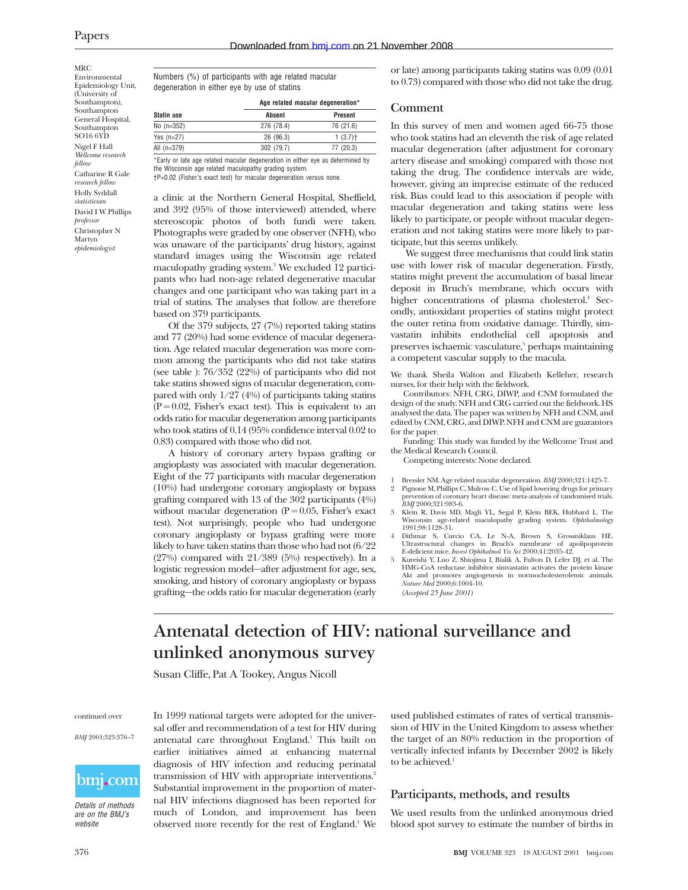MRC Environmental Epidemiology Unit, (University of Southampton), Southampton General Hospital, Southampton SO16 6YD

Nigel F Hall *Wellcome research fellow*

Catharine R Gale *research fellow*

Holly Syddall *statistician*

David I W Phillips *professor*

Christopher N Martyn *epidemiologist*

Numbers (%) of participants with age related macular degeneration in either eye by use of statins

| Statin use | Age related macular degeneration*: Absent | Present |
|---|---|---|
| No (n=352) | 276 (78.4) | 76 (21.6) |
| Yes (n=27) | 26 (96.3) | 1 (3.7)† |
| All (n=379) | 302 (79.7) | 77 (20.3) |

*Early or late age related macular degeneration in either eye as determined by the Wisconsin age related maculopathy grading system.
†P=0.02 (Fisher's exact test) for macular degeneration versus none.

a clinic at the Northern General Hospital, Sheffield, and 392 (95% of those interviewed) attended, where stereoscopic photos of both fundi were taken. Photographs were graded by one observer (NFH), who was unaware of the participants' drug history, against standard images using the Wisconsin age related maculopathy grading system.[3] We excluded 12 participants who had non-age related degenerative macular changes and one participant who was taking part in a trial of statins. The analyses that follow are therefore based on 379 participants.

Of the 379 subjects, 27 (7%) reported taking statins and 77 (20%) had some evidence of macular degeneration. Age related macular degeneration was more common among the participants who did not take statins (see table ): 76/352 (22%) of participants who did not take statins showed signs of macular degeneration, compared with only 1/27 (4%) of participants taking statins (P=0.02, Fisher's exact test). This is equivalent to an odds ratio for macular degeneration among participants who took statins of 0.14 (95% confidence interval 0.02 to 0.83) compared with those who did not.

A history of coronary artery bypass grafting or angioplasty was associated with macular degeneration. Eight of the 77 participants with macular degeneration (10%) had undergone coronary angioplasty or bypass grafting compared with 13 of the 302 participants (4%) without macular degeneration (P=0.05, Fisher's exact test). Not surprisingly, people who had undergone coronary angioplasty or bypass grafting were more likely to have taken statins than those who had not (6/22 (27%) compared with 21/389 (5%) respectively). In a logistic regression model—after adjustment for age, sex, smoking, and history of coronary angioplasty or bypass grafting—the odds ratio for macular degeneration (early or late) among participants taking statins was 0.09 (0.01 to 0.73) compared with those who did not take the drug.

## Comment

In this survey of men and women aged 66-75 those who took statins had an eleventh the risk of age related macular degeneration (after adjustment for coronary artery disease and smoking) compared with those not taking the drug. The confidence intervals are wide, however, giving an imprecise estimate of the reduced risk. Bias could lead to this association if people with macular degeneration and taking statins were less likely to participate, or people without macular degeneration and not taking statins were more likely to participate, but this seems unlikely.

We suggest three mechanisms that could link statin use with lower risk of macular degeneration. Firstly, statins might prevent the accumulation of basal linear deposit in Bruch's membrane, which occurs with higher concentrations of plasma cholesterol.[4] Secondly, antioxidant properties of statins might protect the outer retina from oxidative damage. Thirdly, simvastatin inhibits endothelial cell apoptosis and preserves ischaemic vasculature,[5] perhaps maintaining a competent vascular supply to the macula.

We thank Sheila Walton and Elizabeth Kelleher, research nurses, for their help with the fieldwork.

Contributors: NFH, CRG, DIWP, and CNM formulated the design of the study. NFH and CRG carried out the fieldwork. HS analysed the data. The paper was written by NFH and CNM, and edited by CNM, CRG, and DIWP. NFH and CNM are guarantors for the paper.

Funding: This study was funded by the Wellcome Trust and the Medical Research Council.

Competing interests: None declared.

1. Bressler NM. Age related macular degeneration. *BMJ* 2000;321:1425-7.
2. Pignone M, Phillips C, Mulrow C. Use of lipid lowering drugs for primary prevention of coronary heart disease: meta-analysis of randomised trials. *BMJ* 2000;321:983-6.
3. Klein R, Davis MD, Magli YL, Segal P, Klein BEK, Hubbard L. The Wisconsin age-related maculopathy grading system. *Ophthalmology* 1991;98:1128-31.
4. Dithmar S, Curcio CA, Le N-A, Brown S, Grossniklaus HE. Ultrastructural changes in Bruch's membrane of apolipoprotein E-deficient mice. *Invest Ophthalmol Vis Sci* 2000;41:2035-42.
5. Kureishi Y, Luo Z, Shiojima I, Bialik A, Fulton D, Lefer DJ, et al. The HMG-CoA reductase inhibitor simvastatin activates the protein kinase Akt and promotes angiogenesis in normocholesterolemic animals. *Nature Med* 2000;6:1004-10.

*(Accepted 25 June 2001)*

# Antenatal detection of HIV: national surveillance and unlinked anonymous survey

Susan Cliffe, Pat A Tookey, Angus Nicoll

continued over

*BMJ* 2001;323:376–7

*Details of methods are on the BMJ's website*

In 1999 national targets were adopted for the universal offer and recommendation of a test for HIV during antenatal care throughout England.[1] This built on earlier initiatives aimed at enhancing maternal diagnosis of HIV infection and reducing perinatal transmission of HIV with appropriate interventions.[2] Substantial improvement in the proportion of maternal HIV infections diagnosed has been reported for much of London, and improvement has been observed more recently for the rest of England.[3] We used published estimates of rates of vertical transmission of HIV in the United Kingdom to assess whether the target of an 80% reduction in the proportion of vertically infected infants by December 2002 is likely to be achieved.[1]

## Participants, methods, and results

We used results from the unlinked anonymous dried blood spot survey to estimate the number of births in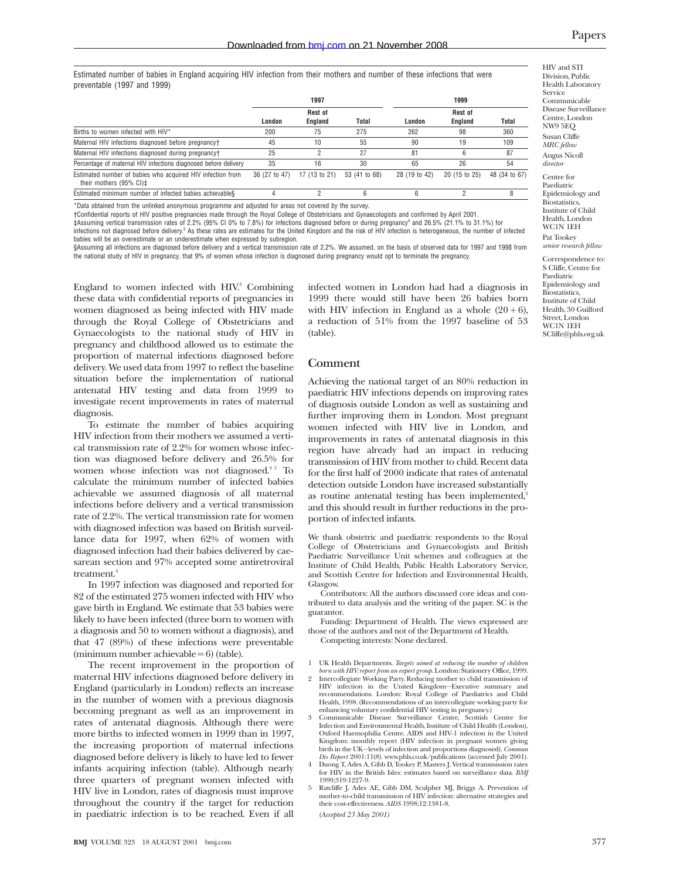Estimated number of babies in England acquiring HIV infection from their mothers and number of these infections that were preventable (1997 and 1999)

| | 1997 | | | 1999 | | |
|---|---|---|---|---|---|---|
| | London | Rest of England | Total | London | Rest of England | Total |
| Births to women infected with HIV* | 200 | 75 | 275 | 262 | 98 | 360 |
| Maternal HIV infections diagnosed before pregnancy† | 45 | 10 | 55 | 90 | 19 | 109 |
| Maternal HIV infections diagnosed during pregnancy† | 25 | 2 | 27 | 81 | 6 | 87 |
| Percentage of maternal HIV infections diagnosed before delivery | 35 | 16 | 30 | 65 | 26 | 54 |
| Estimated number of babies who acquired HIV infection from their mothers (95% CI)‡ | 36 (27 to 47) | 17 (13 to 21) | 53 (41 to 68) | 28 (19 to 42) | 20 (15 to 25) | 48 (34 to 67) |
| Estimated minimum number of infected babies achievable§ | 4 | 2 | 6 | 6 | 2 | 8 |

*Data obtained from the unlinked anonymous programme and adjusted for areas not covered by the survey.
†Confidential reports of HIV positive pregnancies made through the Royal College of Obstetricians and Gynaecologists and confirmed by April 2001.
‡Assuming vertical transmission rates of 2.2% (95% CI 0% to 7.8%) for infections diagnosed before or during pregnancy[4] and 26.5% (21.1% to 31.1%) for infections not diagnosed before delivery.[5] As these rates are estimates for the United Kingdom and the risk of HIV infection is heterogeneous, the number of infected babies will be an overestimate or an underestimate when expressed by subregion.
§Assuming all infections are diagnosed before delivery and a vertical transmission rate of 2.2%. We assumed, on the basis of observed data for 1997 and 1998 from the national study of HIV in pregnancy, that 9% of women whose infection is diagnosed during pregnancy would opt to terminate the pregnancy.

England to women infected with HIV.[3] Combining these data with confidential reports of pregnancies in women diagnosed as being infected with HIV made through the Royal College of Obstetricians and Gynaecologists to the national study of HIV in pregnancy and childhood allowed us to estimate the proportion of maternal infections diagnosed before delivery. We used data from 1997 to reflect the baseline situation before the implementation of national antenatal HIV testing and data from 1999 to investigate recent improvements in rates of maternal diagnosis.

To estimate the number of babies acquiring HIV infection from their mothers we assumed a vertical transmission rate of 2.2% for women whose infection was diagnosed before delivery and 26.5% for women whose infection was not diagnosed.[4 5] To calculate the minimum number of infected babies achievable we assumed diagnosis of all maternal infections before delivery and a vertical transmission rate of 2.2%. The vertical transmission rate for women with diagnosed infection was based on British surveillance data for 1997, when 62% of women with diagnosed infection had their babies delivered by caesarean section and 97% accepted some antiretroviral treatment.[4]

In 1997 infection was diagnosed and reported for 82 of the estimated 275 women infected with HIV who gave birth in England. We estimate that 53 babies were likely to have been infected (three born to women with a diagnosis and 50 to women without a diagnosis), and that 47 (89%) of these infections were preventable (minimum number achievable = 6) (table).

The recent improvement in the proportion of maternal HIV infections diagnosed before delivery in England (particularly in London) reflects an increase in the number of women with a previous diagnosis becoming pregnant as well as an improvement in rates of antenatal diagnosis. Although there were more births to infected women in 1999 than in 1997, the increasing proportion of maternal infections diagnosed before delivery is likely to have led to fewer infants acquiring infection (table). Although nearly three quarters of pregnant women infected with HIV live in London, rates of diagnosis must improve throughout the country if the target for reduction in paediatric infection is to be reached. Even if all infected women in London had had a diagnosis in 1999 there would still have been 26 babies born with HIV infection in England as a whole (20 + 6), a reduction of 51% from the 1997 baseline of 53 (table).

## Comment

Achieving the national target of an 80% reduction in paediatric HIV infections depends on improving rates of diagnosis outside London as well as sustaining and further improving them in London. Most pregnant women infected with HIV live in London, and improvements in rates of antenatal diagnosis in this region have already had an impact in reducing transmission of HIV from mother to child. Recent data for the first half of 2000 indicate that rates of antenatal detection outside London have increased substantially as routine antenatal testing has been implemented,[3] and this should result in further reductions in the proportion of infected infants.

We thank obstetric and paediatric respondents to the Royal College of Obstetricians and Gynaecologists and British Paediatric Surveillance Unit schemes and colleagues at the Institute of Child Health, Public Health Laboratory Service, and Scottish Centre for Infection and Environmental Health, Glasgow.

Contributors: All the authors discussed core ideas and contributed to data analysis and the writing of the paper. SC is the guarantor.

Funding: Department of Health. The views expressed are those of the authors and not of the Department of Health.

Competing interests: None declared.

1. UK Health Departments. *Targets aimed at reducing the number of children born with HIV: report from an expert group.* London: Stationery Office, 1999.
2. Intercollegiate Working Party. Reducing mother to child transmission of HIV infection in the United Kingdom—Executive summary and recommendations. London: Royal College of Paediatrics and Child Health, 1998. (Recommendations of an intercollegiate working party for enhancing voluntary confidential HIV testing in pregnancy.)
3. Communicable Disease Surveillance Centre, Scottish Centre for Infection and Environmental Health, Institute of Child Health (London), Oxford Haemophilia Centre. AIDS and HIV-1 infection in the United Kingdom: monthly report (HIV infection in pregnant women giving birth in the UK—levels of infection and proportions diagnosed). *Commun Dis Report* 2001:11(8). www.phls.co.uk/publications (accessed July 2001).
4. Duong T, Ades A, Gibb D, Tookey P, Masters J. Vertical transmission rates for HIV in the British Isles: estimates based on surveillance data. *BMJ* 1999;319:1227-9.
5. Ratcliffe J, Ades AE, Gibb DM, Sculpher MJ, Briggs A. Prevention of mother-to-child transmission of HIV infection: alternative strategies and their cost-effectiveness. *AIDS* 1998;12:1381-8.

*(Accepted 23 May 2001)*

HIV and STI Division, Public Health Laboratory Service Communicable Disease Surveillance Centre, London NW9 5EQ
Susan Cliffe *MRC fellow*
Angus Nicoll *director*

Centre for Paediatric Epidemiology and Biostatistics, Institute of Child Health, London WC1N 1EH
Pat Tookey *senior research fellow*

Correspondence to: S Cliffe, Centre for Paediatric Epidemiology and Biostatistics, Institute of Child Health, 30 Guilford Street, London WC1N 1EH
SCliffe@phls.org.uk